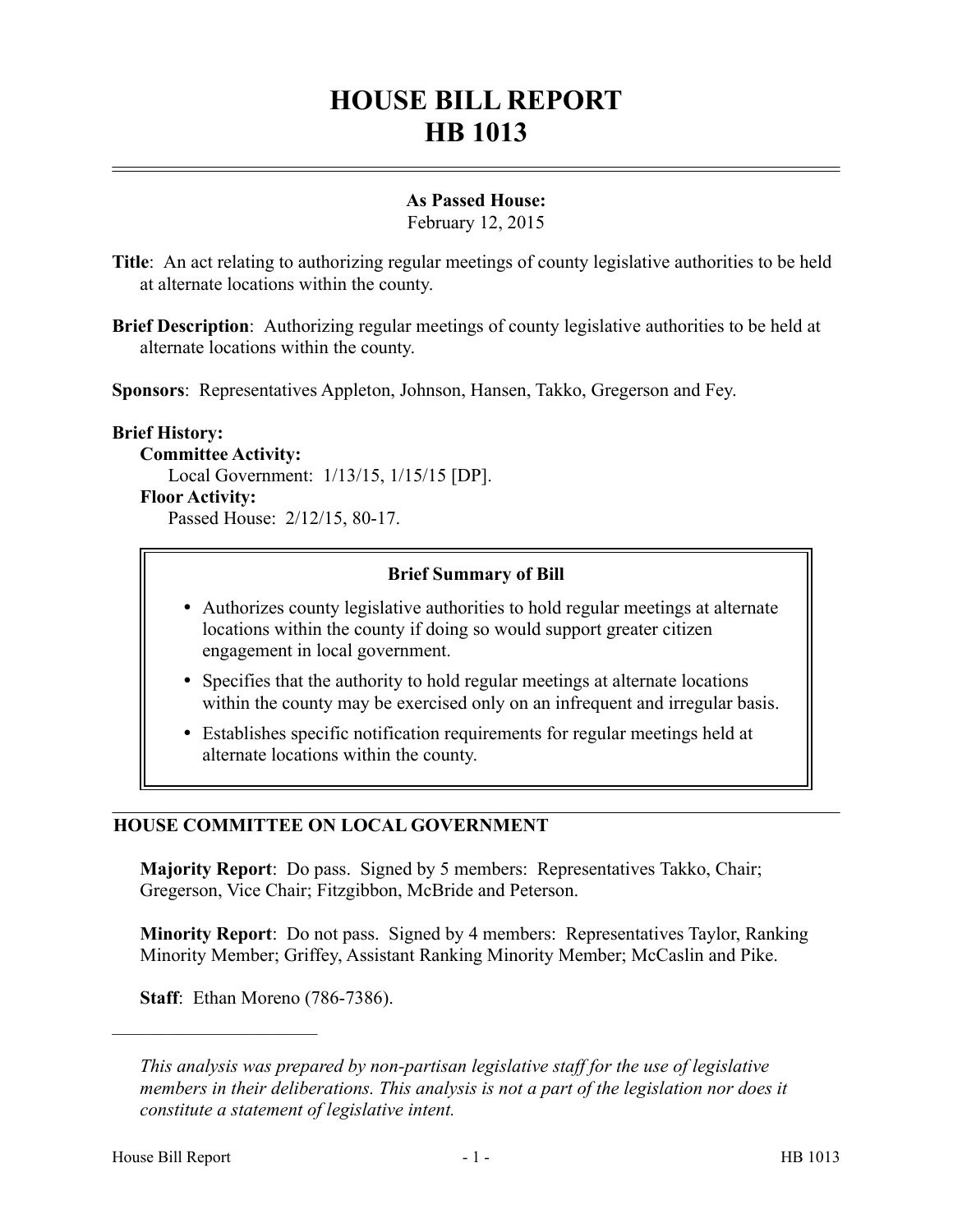# HOUSE BILL REPORT
# HB 1013

**As Passed House:**
February 12, 2015

**Title**: An act relating to authorizing regular meetings of county legislative authorities to be held at alternate locations within the county.

**Brief Description**: Authorizing regular meetings of county legislative authorities to be held at alternate locations within the county.

**Sponsors**: Representatives Appleton, Johnson, Hansen, Takko, Gregerson and Fey.

**Brief History:**

**Committee Activity:**

Local Government: 1/13/15, 1/15/15 [DP].

**Floor Activity:**

Passed House: 2/12/15, 80-17.

**Brief Summary of Bill**

- Authorizes county legislative authorities to hold regular meetings at alternate locations within the county if doing so would support greater citizen engagement in local government.
- Specifies that the authority to hold regular meetings at alternate locations within the county may be exercised only on an infrequent and irregular basis.
- Establishes specific notification requirements for regular meetings held at alternate locations within the county.

## HOUSE COMMITTEE ON LOCAL GOVERNMENT

**Majority Report**: Do pass. Signed by 5 members: Representatives Takko, Chair; Gregerson, Vice Chair; Fitzgibbon, McBride and Peterson.

**Minority Report**: Do not pass. Signed by 4 members: Representatives Taylor, Ranking Minority Member; Griffey, Assistant Ranking Minority Member; McCaslin and Pike.

**Staff**: Ethan Moreno (786-7386).

---

*This analysis was prepared by non-partisan legislative staff for the use of legislative members in their deliberations. This analysis is not a part of the legislation nor does it constitute a statement of legislative intent.*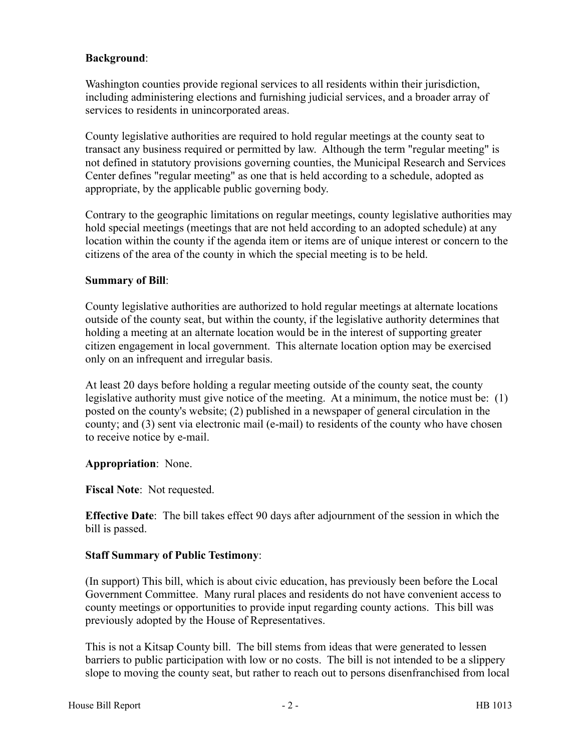**Background**:

Washington counties provide regional services to all residents within their jurisdiction, including administering elections and furnishing judicial services, and a broader array of services to residents in unincorporated areas.

County legislative authorities are required to hold regular meetings at the county seat to transact any business required or permitted by law. Although the term "regular meeting" is not defined in statutory provisions governing counties, the Municipal Research and Services Center defines "regular meeting" as one that is held according to a schedule, adopted as appropriate, by the applicable public governing body.

Contrary to the geographic limitations on regular meetings, county legislative authorities may hold special meetings (meetings that are not held according to an adopted schedule) at any location within the county if the agenda item or items are of unique interest or concern to the citizens of the area of the county in which the special meeting is to be held.

**Summary of Bill**:

County legislative authorities are authorized to hold regular meetings at alternate locations outside of the county seat, but within the county, if the legislative authority determines that holding a meeting at an alternate location would be in the interest of supporting greater citizen engagement in local government. This alternate location option may be exercised only on an infrequent and irregular basis.

At least 20 days before holding a regular meeting outside of the county seat, the county legislative authority must give notice of the meeting. At a minimum, the notice must be: (1) posted on the county's website; (2) published in a newspaper of general circulation in the county; and (3) sent via electronic mail (e-mail) to residents of the county who have chosen to receive notice by e-mail.

**Appropriation**: None.

**Fiscal Note**: Not requested.

**Effective Date**: The bill takes effect 90 days after adjournment of the session in which the bill is passed.

**Staff Summary of Public Testimony**:

(In support) This bill, which is about civic education, has previously been before the Local Government Committee. Many rural places and residents do not have convenient access to county meetings or opportunities to provide input regarding county actions. This bill was previously adopted by the House of Representatives.

This is not a Kitsap County bill. The bill stems from ideas that were generated to lessen barriers to public participation with low or no costs. The bill is not intended to be a slippery slope to moving the county seat, but rather to reach out to persons disenfranchised from local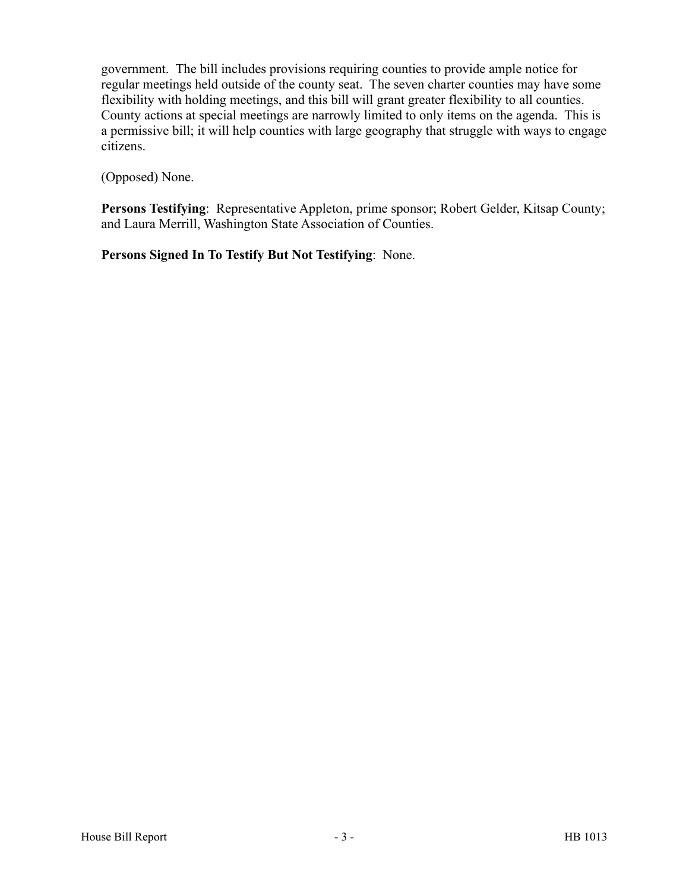government. The bill includes provisions requiring counties to provide ample notice for regular meetings held outside of the county seat. The seven charter counties may have some flexibility with holding meetings, and this bill will grant greater flexibility to all counties. County actions at special meetings are narrowly limited to only items on the agenda. This is a permissive bill; it will help counties with large geography that struggle with ways to engage citizens.

(Opposed) None.

**Persons Testifying**: Representative Appleton, prime sponsor; Robert Gelder, Kitsap County; and Laura Merrill, Washington State Association of Counties.

**Persons Signed In To Testify But Not Testifying**: None.